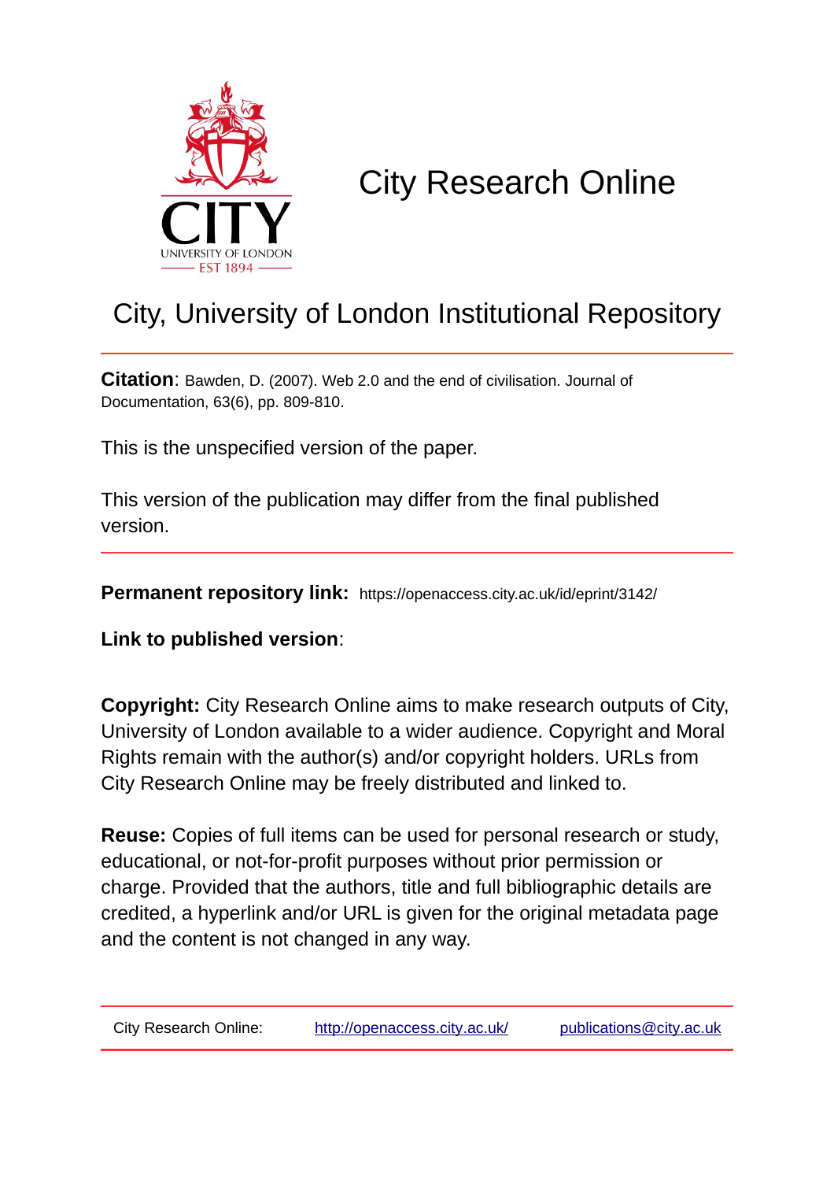# City Research Online

## City, University of London Institutional Repository

**Citation**: Bawden, D. (2007). Web 2.0 and the end of civilisation. Journal of Documentation, 63(6), pp. 809-810.

This is the unspecified version of the paper.

This version of the publication may differ from the final published version.

**Permanent repository link:** https://openaccess.city.ac.uk/id/eprint/3142/

**Link to published version**:

**Copyright:** City Research Online aims to make research outputs of City, University of London available to a wider audience. Copyright and Moral Rights remain with the author(s) and/or copyright holders. URLs from City Research Online may be freely distributed and linked to.

**Reuse:** Copies of full items can be used for personal research or study, educational, or not-for-profit purposes without prior permission or charge. Provided that the authors, title and full bibliographic details are credited, a hyperlink and/or URL is given for the original metadata page and the content is not changed in any way.

City Research Online: http://openaccess.city.ac.uk/ publications@city.ac.uk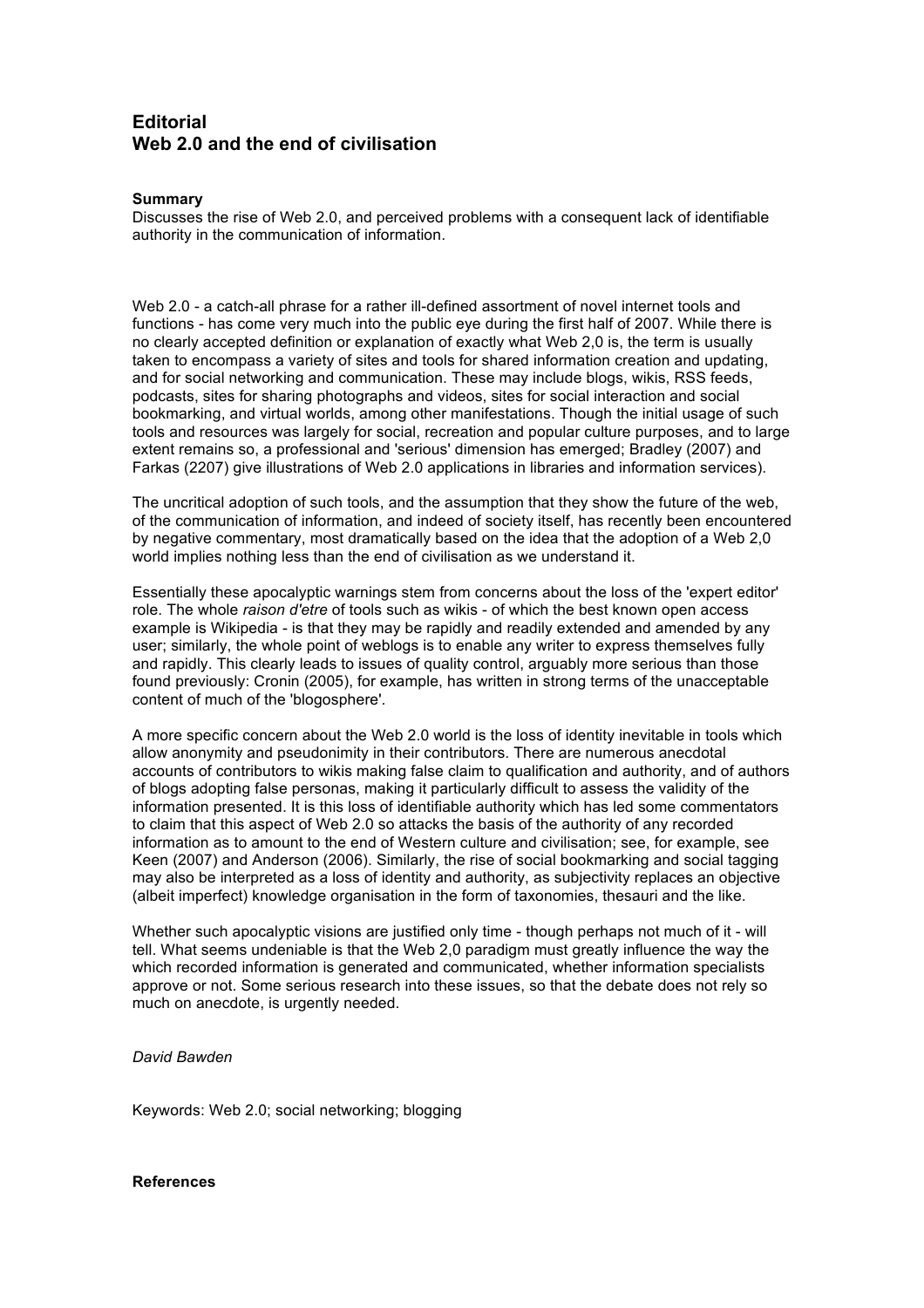## Editorial
## Web 2.0 and the end of civilisation

**Summary**
Discusses the rise of Web 2.0, and perceived problems with a consequent lack of identifiable authority in the communication of information.

Web 2.0 - a catch-all phrase for a rather ill-defined assortment of novel internet tools and functions - has come very much into the public eye during the first half of 2007. While there is no clearly accepted definition or explanation of exactly what Web 2,0 is, the term is usually taken to encompass a variety of sites and tools for shared information creation and updating, and for social networking and communication. These may include blogs, wikis, RSS feeds, podcasts, sites for sharing photographs and videos, sites for social interaction and social bookmarking, and virtual worlds, among other manifestations. Though the initial usage of such tools and resources was largely for social, recreation and popular culture purposes, and to large extent remains so, a professional and 'serious' dimension has emerged; Bradley (2007) and Farkas (2207) give illustrations of Web 2.0 applications in libraries and information services).

The uncritical adoption of such tools, and the assumption that they show the future of the web, of the communication of information, and indeed of society itself, has recently been encountered by negative commentary, most dramatically based on the idea that the adoption of a Web 2,0 world implies nothing less than the end of civilisation as we understand it.

Essentially these apocalyptic warnings stem from concerns about the loss of the 'expert editor' role. The whole *raison d'etre* of tools such as wikis - of which the best known open access example is Wikipedia - is that they may be rapidly and readily extended and amended by any user; similarly, the whole point of weblogs is to enable any writer to express themselves fully and rapidly. This clearly leads to issues of quality control, arguably more serious than those found previously: Cronin (2005), for example, has written in strong terms of the unacceptable content of much of the 'blogosphere'.

A more specific concern about the Web 2.0 world is the loss of identity inevitable in tools which allow anonymity and pseudonimity in their contributors. There are numerous anecdotal accounts of contributors to wikis making false claim to qualification and authority, and of authors of blogs adopting false personas, making it particularly difficult to assess the validity of the information presented. It is this loss of identifiable authority which has led some commentators to claim that this aspect of Web 2.0 so attacks the basis of the authority of any recorded information as to amount to the end of Western culture and civilisation; see, for example, see Keen (2007) and Anderson (2006). Similarly, the rise of social bookmarking and social tagging may also be interpreted as a loss of identity and authority, as subjectivity replaces an objective (albeit imperfect) knowledge organisation in the form of taxonomies, thesauri and the like.

Whether such apocalyptic visions are justified only time - though perhaps not much of it - will tell. What seems undeniable is that the Web 2,0 paradigm must greatly influence the way the which recorded information is generated and communicated, whether information specialists approve or not. Some serious research into these issues, so that the debate does not rely so much on anecdote, is urgently needed.

*David Bawden*

Keywords: Web 2.0; social networking; blogging

**References**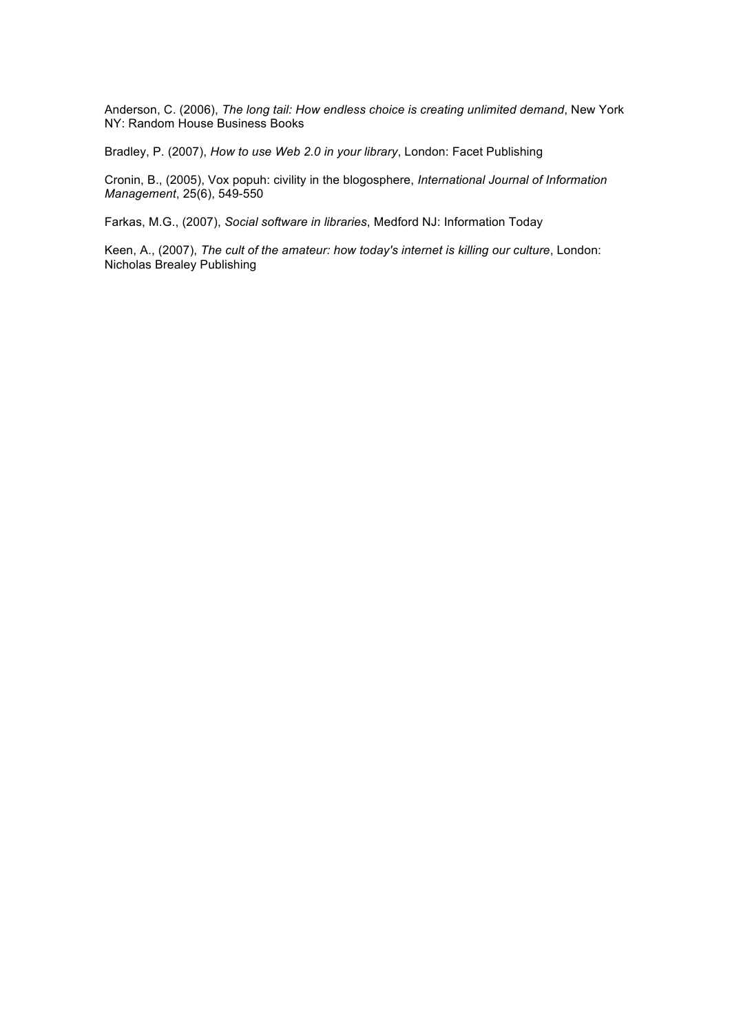Anderson, C. (2006), *The long tail: How endless choice is creating unlimited demand*, New York NY: Random House Business Books

Bradley, P. (2007), *How to use Web 2.0 in your library*, London: Facet Publishing

Cronin, B., (2005), Vox popuh: civility in the blogosphere, *International Journal of Information Management*, 25(6), 549-550

Farkas, M.G., (2007), *Social software in libraries*, Medford NJ: Information Today

Keen, A., (2007), *The cult of the amateur: how today's internet is killing our culture*, London: Nicholas Brealey Publishing